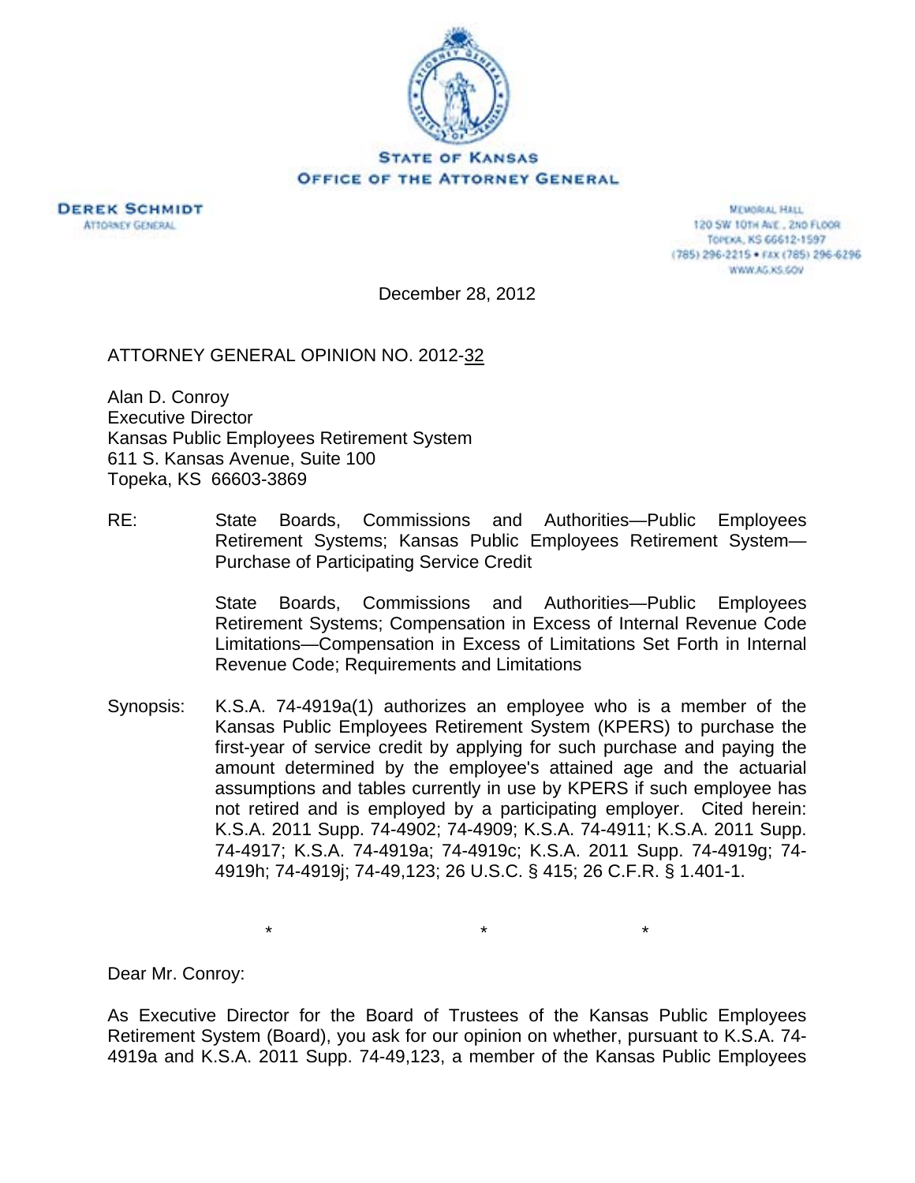**STATE OF KANSAS**
**OFFICE OF THE ATTORNEY GENERAL**

**DEREK SCHMIDT**
ATTORNEY GENERAL

MEMORIAL HALL
120 SW 10TH AVE., 2ND FLOOR
TOPEKA, KS 66612-1597
(785) 296-2215 • FAX (785) 296-6296
WWW.AG.KS.GOV

December 28, 2012

ATTORNEY GENERAL OPINION NO. 2012-32

Alan D. Conroy
Executive Director
Kansas Public Employees Retirement System
611 S. Kansas Avenue, Suite 100
Topeka, KS 66603-3869

RE: State Boards, Commissions and Authorities—Public Employees Retirement Systems; Kansas Public Employees Retirement System—Purchase of Participating Service Credit

State Boards, Commissions and Authorities—Public Employees Retirement Systems; Compensation in Excess of Internal Revenue Code Limitations—Compensation in Excess of Limitations Set Forth in Internal Revenue Code; Requirements and Limitations

Synopsis: K.S.A. 74-4919a(1) authorizes an employee who is a member of the Kansas Public Employees Retirement System (KPERS) to purchase the first-year of service credit by applying for such purchase and paying the amount determined by the employee's attained age and the actuarial assumptions and tables currently in use by KPERS if such employee has not retired and is employed by a participating employer. Cited herein: K.S.A. 2011 Supp. 74-4902; 74-4909; K.S.A. 74-4911; K.S.A. 2011 Supp. 74-4917; K.S.A. 74-4919a; 74-4919c; K.S.A. 2011 Supp. 74-4919g; 74-4919h; 74-4919j; 74-49,123; 26 U.S.C. § 415; 26 C.F.R. § 1.401-1.

\* \* \*

Dear Mr. Conroy:

As Executive Director for the Board of Trustees of the Kansas Public Employees Retirement System (Board), you ask for our opinion on whether, pursuant to K.S.A. 74-4919a and K.S.A. 2011 Supp. 74-49,123, a member of the Kansas Public Employees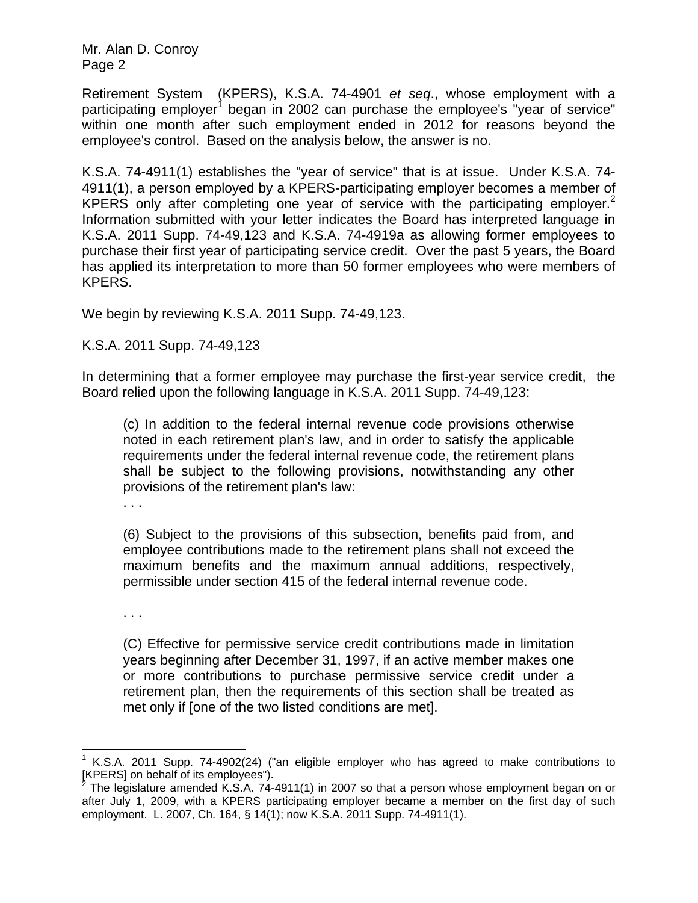Retirement System (KPERS), K.S.A. 74-4901 *et seq*., whose employment with a participating employer[1] began in 2002 can purchase the employee's "year of service" within one month after such employment ended in 2012 for reasons beyond the employee's control. Based on the analysis below, the answer is no.

K.S.A. 74-4911(1) establishes the "year of service" that is at issue. Under K.S.A. 74-4911(1), a person employed by a KPERS-participating employer becomes a member of KPERS only after completing one year of service with the participating employer.[2] Information submitted with your letter indicates the Board has interpreted language in K.S.A. 2011 Supp. 74-49,123 and K.S.A. 74-4919a as allowing former employees to purchase their first year of participating service credit. Over the past 5 years, the Board has applied its interpretation to more than 50 former employees who were members of KPERS.

We begin by reviewing K.S.A. 2011 Supp. 74-49,123.

<u>K.S.A. 2011 Supp. 74-49,123</u>

In determining that a former employee may purchase the first-year service credit, the Board relied upon the following language in K.S.A. 2011 Supp. 74-49,123:

> (c) In addition to the federal internal revenue code provisions otherwise noted in each retirement plan's law, and in order to satisfy the applicable requirements under the federal internal revenue code, the retirement plans shall be subject to the following provisions, notwithstanding any other provisions of the retirement plan's law:
>
> . . .
>
> (6) Subject to the provisions of this subsection, benefits paid from, and employee contributions made to the retirement plans shall not exceed the maximum benefits and the maximum annual additions, respectively, permissible under section 415 of the federal internal revenue code.
>
> . . .
>
> (C) Effective for permissive service credit contributions made in limitation years beginning after December 31, 1997, if an active member makes one or more contributions to purchase permissive service credit under a retirement plan, then the requirements of this section shall be treated as met only if [one of the two listed conditions are met].

---

[1] K.S.A. 2011 Supp. 74-4902(24) ("an eligible employer who has agreed to make contributions to [KPERS] on behalf of its employees").

[2] The legislature amended K.S.A. 74-4911(1) in 2007 so that a person whose employment began on or after July 1, 2009, with a KPERS participating employer became a member on the first day of such employment. L. 2007, Ch. 164, § 14(1); now K.S.A. 2011 Supp. 74-4911(1).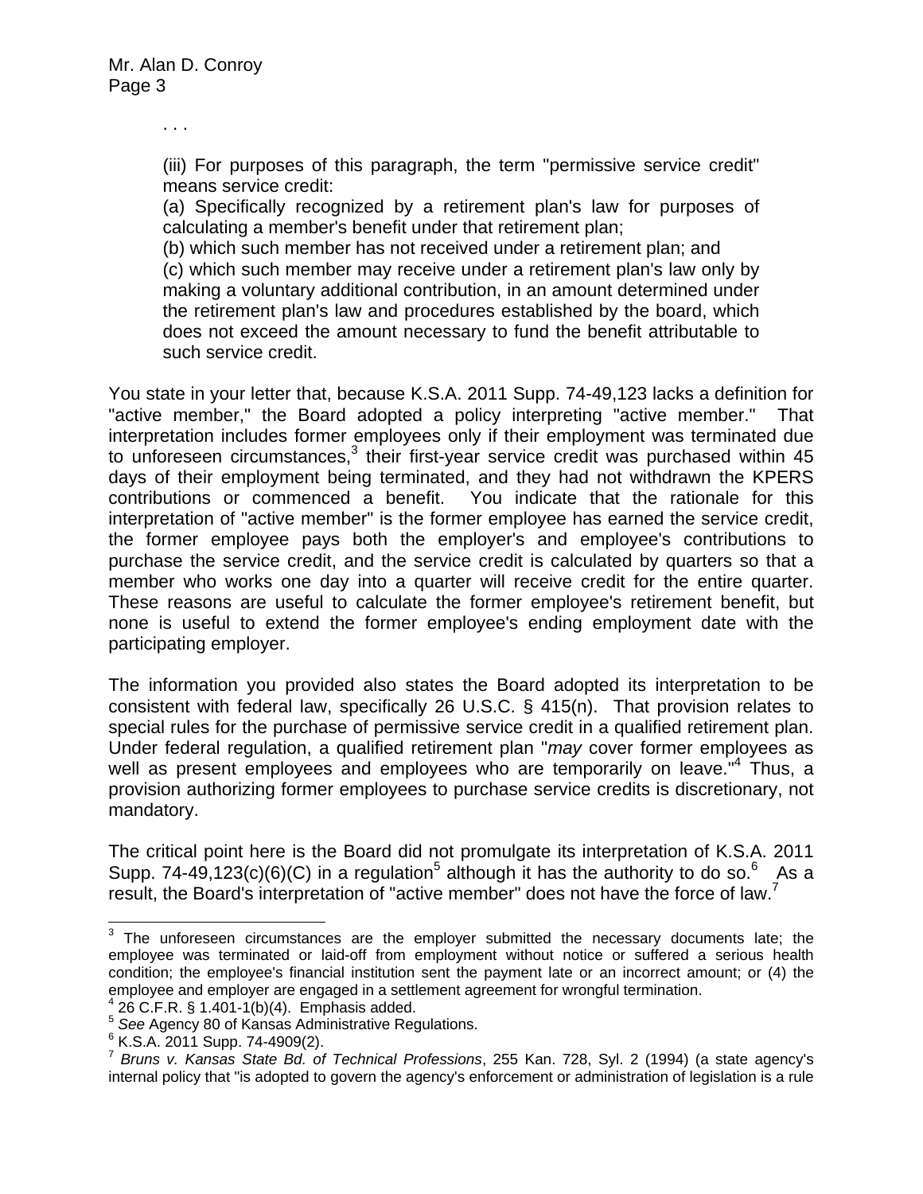. . .

> (iii) For purposes of this paragraph, the term "permissive service credit" means service credit:
>
> (a) Specifically recognized by a retirement plan's law for purposes of calculating a member's benefit under that retirement plan;
>
> (b) which such member has not received under a retirement plan; and
>
> (c) which such member may receive under a retirement plan's law only by making a voluntary additional contribution, in an amount determined under the retirement plan's law and procedures established by the board, which does not exceed the amount necessary to fund the benefit attributable to such service credit.

You state in your letter that, because K.S.A. 2011 Supp. 74-49,123 lacks a definition for "active member," the Board adopted a policy interpreting "active member." That interpretation includes former employees only if their employment was terminated due to unforeseen circumstances,[3] their first-year service credit was purchased within 45 days of their employment being terminated, and they had not withdrawn the KPERS contributions or commenced a benefit. You indicate that the rationale for this interpretation of "active member" is the former employee has earned the service credit, the former employee pays both the employer's and employee's contributions to purchase the service credit, and the service credit is calculated by quarters so that a member who works one day into a quarter will receive credit for the entire quarter. These reasons are useful to calculate the former employee's retirement benefit, but none is useful to extend the former employee's ending employment date with the participating employer.

The information you provided also states the Board adopted its interpretation to be consistent with federal law, specifically 26 U.S.C. § 415(n). That provision relates to special rules for the purchase of permissive service credit in a qualified retirement plan. Under federal regulation, a qualified retirement plan "*may* cover former employees as well as present employees and employees who are temporarily on leave."[4] Thus, a provision authorizing former employees to purchase service credits is discretionary, not mandatory.

The critical point here is the Board did not promulgate its interpretation of K.S.A. 2011 Supp. 74-49,123(c)(6)(C) in a regulation[5] although it has the authority to do so.[6] As a result, the Board's interpretation of "active member" does not have the force of law.[7]

---

[3] The unforeseen circumstances are the employer submitted the necessary documents late; the employee was terminated or laid-off from employment without notice or suffered a serious health condition; the employee's financial institution sent the payment late or an incorrect amount; or (4) the employee and employer are engaged in a settlement agreement for wrongful termination.

[4] 26 C.F.R. § 1.401-1(b)(4). Emphasis added.

[5] *See* Agency 80 of Kansas Administrative Regulations.

[6] K.S.A. 2011 Supp. 74-4909(2).

[7] *Bruns v. Kansas State Bd. of Technical Professions*, 255 Kan. 728, Syl. 2 (1994) (a state agency's internal policy that "is adopted to govern the agency's enforcement or administration of legislation is a rule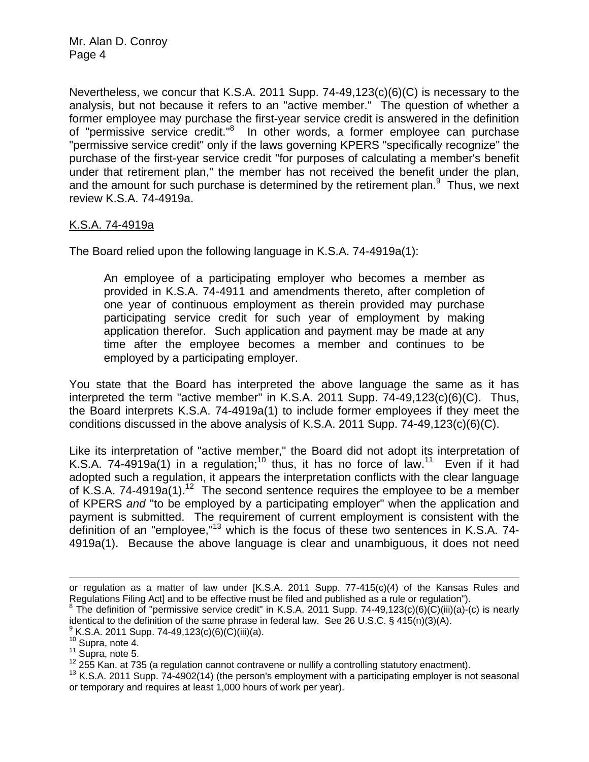Nevertheless, we concur that K.S.A. 2011 Supp. 74-49,123(c)(6)(C) is necessary to the analysis, but not because it refers to an "active member." The question of whether a former employee may purchase the first-year service credit is answered in the definition of "permissive service credit."[8] In other words, a former employee can purchase "permissive service credit" only if the laws governing KPERS "specifically recognize" the purchase of the first-year service credit "for purposes of calculating a member's benefit under that retirement plan," the member has not received the benefit under the plan, and the amount for such purchase is determined by the retirement plan.[9] Thus, we next review K.S.A. 74-4919a.

<u>K.S.A. 74-4919a</u>

The Board relied upon the following language in K.S.A. 74-4919a(1):

> An employee of a participating employer who becomes a member as provided in K.S.A. 74-4911 and amendments thereto, after completion of one year of continuous employment as therein provided may purchase participating service credit for such year of employment by making application therefor. Such application and payment may be made at any time after the employee becomes a member and continues to be employed by a participating employer.

You state that the Board has interpreted the above language the same as it has interpreted the term "active member" in K.S.A. 2011 Supp. 74-49,123(c)(6)(C). Thus, the Board interprets K.S.A. 74-4919a(1) to include former employees if they meet the conditions discussed in the above analysis of K.S.A. 2011 Supp. 74-49,123(c)(6)(C).

Like its interpretation of "active member," the Board did not adopt its interpretation of K.S.A. 74-4919a(1) in a regulation;[10] thus, it has no force of law.[11] Even if it had adopted such a regulation, it appears the interpretation conflicts with the clear language of K.S.A. 74-4919a(1).[12] The second sentence requires the employee to be a member of KPERS *and* "to be employed by a participating employer" when the application and payment is submitted. The requirement of current employment is consistent with the definition of an "employee,"[13] which is the focus of these two sentences in K.S.A. 74-4919a(1). Because the above language is clear and unambiguous, it does not need

---

or regulation as a matter of law under [K.S.A. 2011 Supp. 77-415(c)(4) of the Kansas Rules and Regulations Filing Act] and to be effective must be filed and published as a rule or regulation").

[8] The definition of "permissive service credit" in K.S.A. 2011 Supp. 74-49,123(c)(6)(C)(iii)(a)-(c) is nearly identical to the definition of the same phrase in federal law. See 26 U.S.C. § 415(n)(3)(A).

[9] K.S.A. 2011 Supp. 74-49,123(c)(6)(C)(iii)(a).

[10] Supra, note 4.

[11] Supra, note 5.

[12] 255 Kan. at 735 (a regulation cannot contravene or nullify a controlling statutory enactment).

[13] K.S.A. 2011 Supp. 74-4902(14) (the person's employment with a participating employer is not seasonal or temporary and requires at least 1,000 hours of work per year).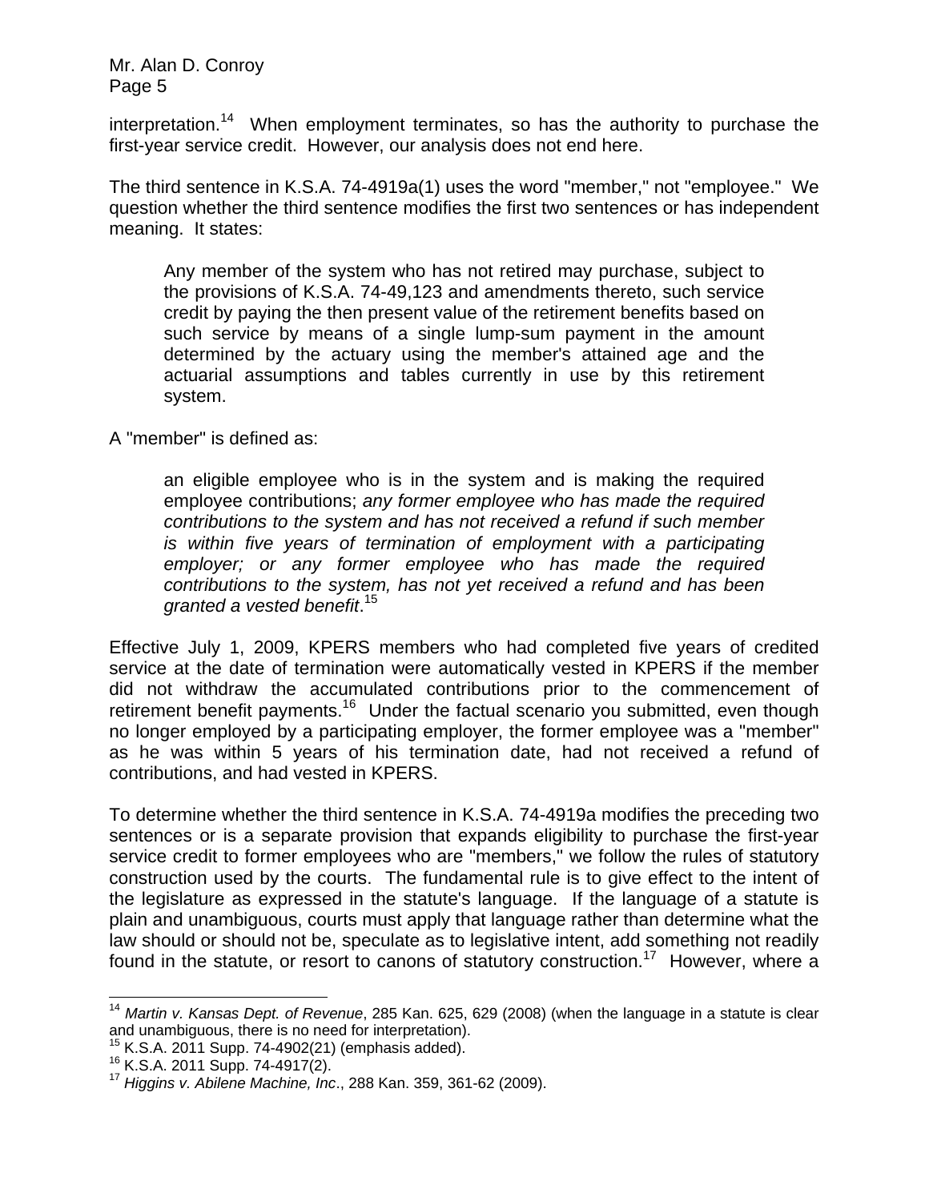interpretation.[14] When employment terminates, so has the authority to purchase the first-year service credit. However, our analysis does not end here.

The third sentence in K.S.A. 74-4919a(1) uses the word "member," not "employee." We question whether the third sentence modifies the first two sentences or has independent meaning. It states:

> Any member of the system who has not retired may purchase, subject to the provisions of K.S.A. 74-49,123 and amendments thereto, such service credit by paying the then present value of the retirement benefits based on such service by means of a single lump-sum payment in the amount determined by the actuary using the member's attained age and the actuarial assumptions and tables currently in use by this retirement system.

A "member" is defined as:

> an eligible employee who is in the system and is making the required employee contributions; *any former employee who has made the required contributions to the system and has not received a refund if such member is within five years of termination of employment with a participating employer; or any former employee who has made the required contributions to the system, has not yet received a refund and has been granted a vested benefit*.[15]

Effective July 1, 2009, KPERS members who had completed five years of credited service at the date of termination were automatically vested in KPERS if the member did not withdraw the accumulated contributions prior to the commencement of retirement benefit payments.[16] Under the factual scenario you submitted, even though no longer employed by a participating employer, the former employee was a "member" as he was within 5 years of his termination date, had not received a refund of contributions, and had vested in KPERS.

To determine whether the third sentence in K.S.A. 74-4919a modifies the preceding two sentences or is a separate provision that expands eligibility to purchase the first-year service credit to former employees who are "members," we follow the rules of statutory construction used by the courts. The fundamental rule is to give effect to the intent of the legislature as expressed in the statute's language. If the language of a statute is plain and unambiguous, courts must apply that language rather than determine what the law should or should not be, speculate as to legislative intent, add something not readily found in the statute, or resort to canons of statutory construction.[17] However, where a

---

[14] *Martin v. Kansas Dept. of Revenue*, 285 Kan. 625, 629 (2008) (when the language in a statute is clear and unambiguous, there is no need for interpretation).

[15] K.S.A. 2011 Supp. 74-4902(21) (emphasis added).

[16] K.S.A. 2011 Supp. 74-4917(2).

[17] *Higgins v. Abilene Machine, Inc*., 288 Kan. 359, 361-62 (2009).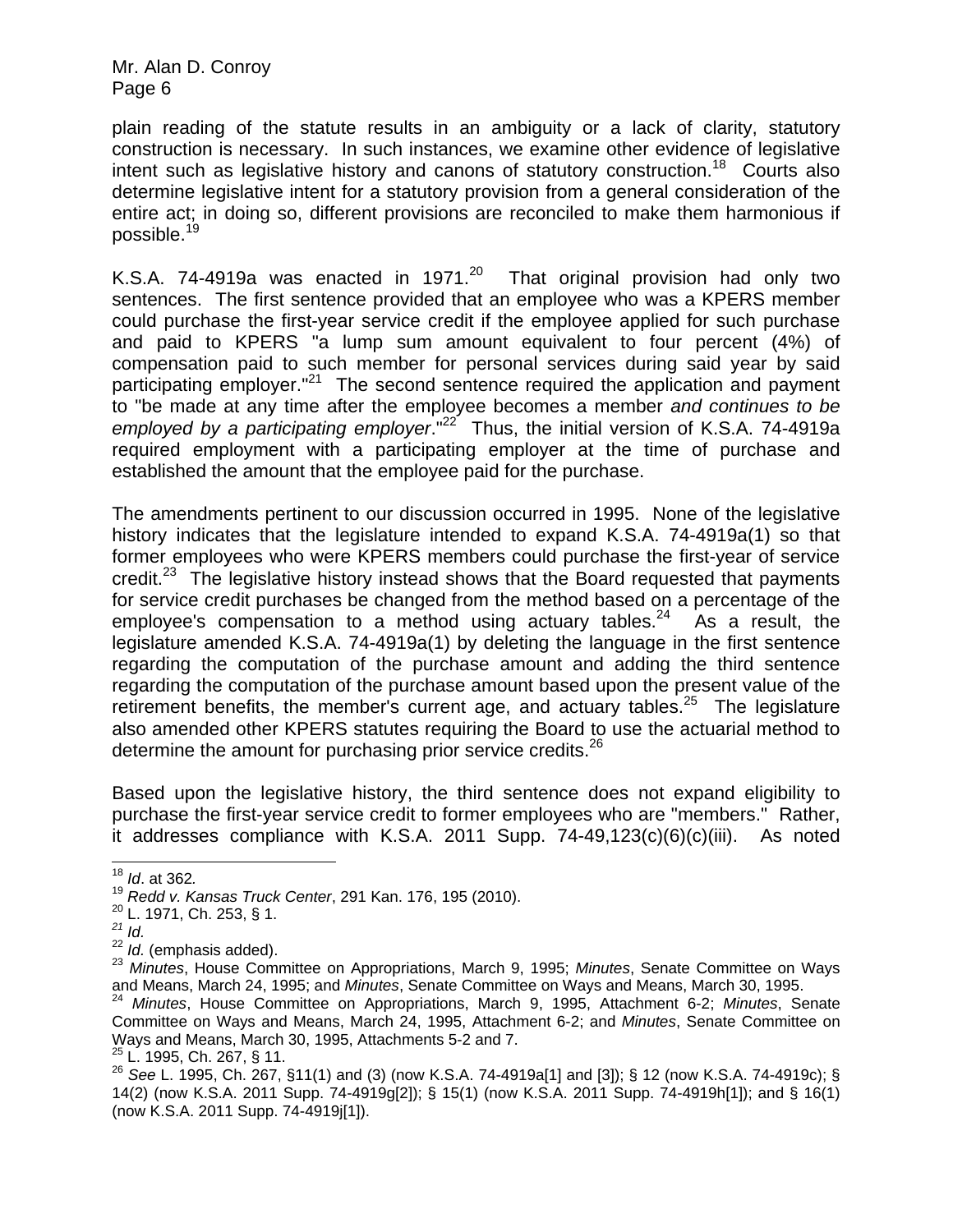plain reading of the statute results in an ambiguity or a lack of clarity, statutory construction is necessary. In such instances, we examine other evidence of legislative intent such as legislative history and canons of statutory construction.[18] Courts also determine legislative intent for a statutory provision from a general consideration of the entire act; in doing so, different provisions are reconciled to make them harmonious if possible.[19]

K.S.A. 74-4919a was enacted in 1971.[20] That original provision had only two sentences. The first sentence provided that an employee who was a KPERS member could purchase the first-year service credit if the employee applied for such purchase and paid to KPERS "a lump sum amount equivalent to four percent (4%) of compensation paid to such member for personal services during said year by said participating employer."[21] The second sentence required the application and payment to "be made at any time after the employee becomes a member *and continues to be employed by a participating employer*."[22] Thus, the initial version of K.S.A. 74-4919a required employment with a participating employer at the time of purchase and established the amount that the employee paid for the purchase.

The amendments pertinent to our discussion occurred in 1995. None of the legislative history indicates that the legislature intended to expand K.S.A. 74-4919a(1) so that former employees who were KPERS members could purchase the first-year of service credit.[23] The legislative history instead shows that the Board requested that payments for service credit purchases be changed from the method based on a percentage of the employee's compensation to a method using actuary tables.[24] As a result, the legislature amended K.S.A. 74-4919a(1) by deleting the language in the first sentence regarding the computation of the purchase amount and adding the third sentence regarding the computation of the purchase amount based upon the present value of the retirement benefits, the member's current age, and actuary tables.[25] The legislature also amended other KPERS statutes requiring the Board to use the actuarial method to determine the amount for purchasing prior service credits.[26]

Based upon the legislative history, the third sentence does not expand eligibility to purchase the first-year service credit to former employees who are "members." Rather, it addresses compliance with K.S.A. 2011 Supp. 74-49,123(c)(6)(c)(iii). As noted

---

[18] *Id*. at 362*.*

[19] *Redd v. Kansas Truck Center*, 291 Kan. 176, 195 (2010).

[20] L. 1971, Ch. 253, § 1.

[21] *Id.*

[22] *Id.* (emphasis added).

[23] *Minutes*, House Committee on Appropriations, March 9, 1995; *Minutes*, Senate Committee on Ways and Means, March 24, 1995; and *Minutes*, Senate Committee on Ways and Means, March 30, 1995.

[24] *Minutes*, House Committee on Appropriations, March 9, 1995, Attachment 6-2; *Minutes*, Senate Committee on Ways and Means, March 24, 1995, Attachment 6-2; and *Minutes*, Senate Committee on Ways and Means, March 30, 1995, Attachments 5-2 and 7.

[25] L. 1995, Ch. 267, § 11.

[26] *See* L. 1995, Ch. 267, §11(1) and (3) (now K.S.A. 74-4919a[1] and [3]); § 12 (now K.S.A. 74-4919c); § 14(2) (now K.S.A. 2011 Supp. 74-4919g[2]); § 15(1) (now K.S.A. 2011 Supp. 74-4919h[1]); and § 16(1) (now K.S.A. 2011 Supp. 74-4919j[1]).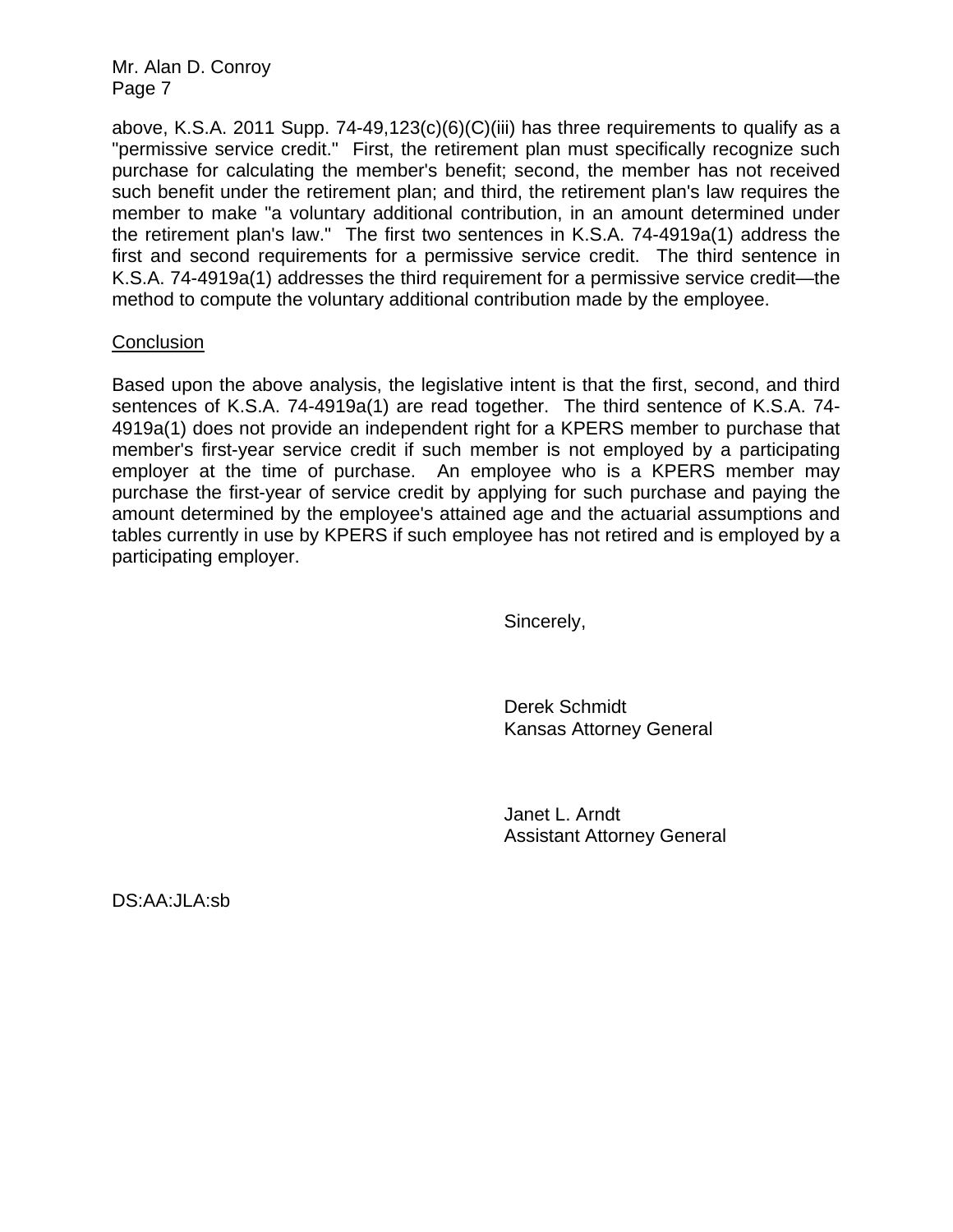above, K.S.A. 2011 Supp. 74-49,123(c)(6)(C)(iii) has three requirements to qualify as a "permissive service credit." First, the retirement plan must specifically recognize such purchase for calculating the member's benefit; second, the member has not received such benefit under the retirement plan; and third, the retirement plan's law requires the member to make "a voluntary additional contribution, in an amount determined under the retirement plan's law." The first two sentences in K.S.A. 74-4919a(1) address the first and second requirements for a permissive service credit. The third sentence in K.S.A. 74-4919a(1) addresses the third requirement for a permissive service credit—the method to compute the voluntary additional contribution made by the employee.

<u>Conclusion</u>

Based upon the above analysis, the legislative intent is that the first, second, and third sentences of K.S.A. 74-4919a(1) are read together. The third sentence of K.S.A. 74-4919a(1) does not provide an independent right for a KPERS member to purchase that member's first-year service credit if such member is not employed by a participating employer at the time of purchase. An employee who is a KPERS member may purchase the first-year of service credit by applying for such purchase and paying the amount determined by the employee's attained age and the actuarial assumptions and tables currently in use by KPERS if such employee has not retired and is employed by a participating employer.

Sincerely,

Derek Schmidt
Kansas Attorney General

Janet L. Arndt
Assistant Attorney General

DS:AA:JLA:sb